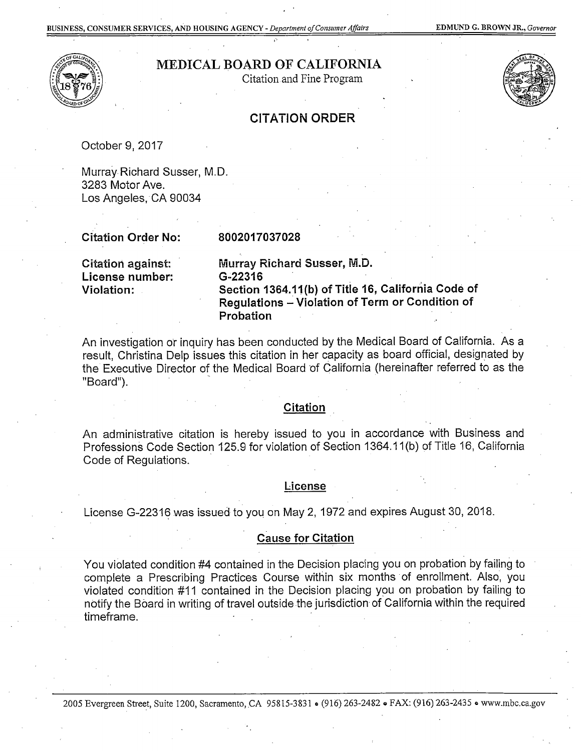BUSINESS, CONSUMER SERVICES, AND HOUSING AGENCY - *Department of Consumer Affairs* EDMUND G. BROWN JR., *Governor*

# MEDICAL BOARD OF CALIFORNIA

Citation and Fine Program

## CITATION ORDER

October 9, 2017

Murray Richard Susser, M.D.
3283 Motor Ave.
Los Angeles, CA 90034

**Citation Order No:** **8002017037028**

**Citation against:** **Murray Richard Susser, M.D.**
**License number:** **G-22316**
**Violation:** **Section 1364.11(b) of Title 16, California Code of Regulations – Violation of Term or Condition of Probation**

An investigation or inquiry has been conducted by the Medical Board of California. As a result, Christina Delp issues this citation in her capacity as board official, designated by the Executive Director of the Medical Board of California (hereinafter referred to as the "Board").

### Citation

An administrative citation is hereby issued to you in accordance with Business and Professions Code Section 125.9 for violation of Section 1364.11(b) of Title 16, California Code of Regulations.

### License

License G-22316 was issued to you on May 2, 1972 and expires August 30, 2018.

### Cause for Citation

You violated condition #4 contained in the Decision placing you on probation by failing to complete a Prescribing Practices Course within six months of enrollment. Also, you violated condition #11 contained in the Decision placing you on probation by failing to notify the Board in writing of travel outside the jurisdiction of California within the required timeframe.

2005 Evergreen Street, Suite 1200, Sacramento, CA 95815-3831 • (916) 263-2482 • FAX: (916) 263-2435 • www.mbc.ca.gov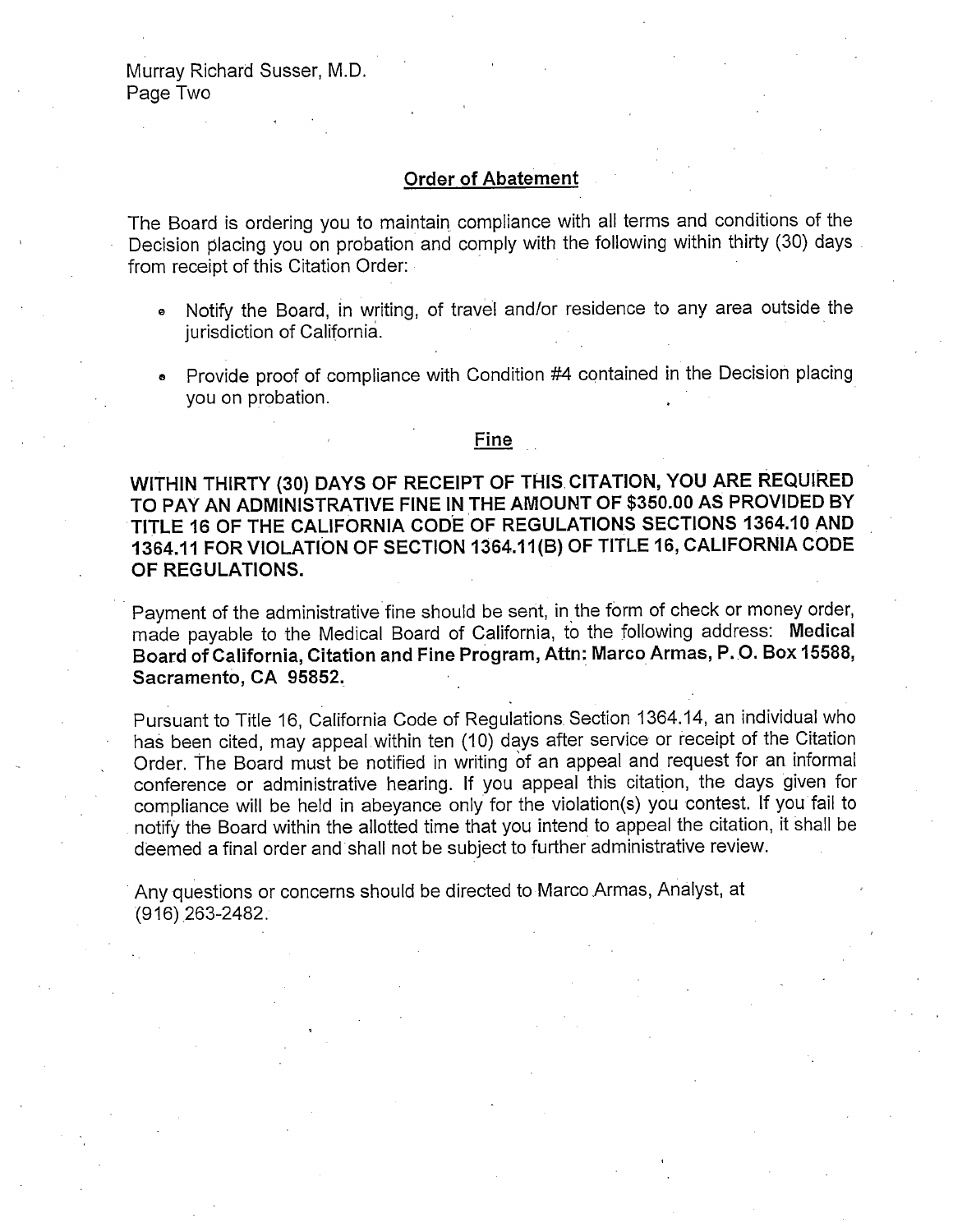## Order of Abatement

The Board is ordering you to maintain compliance with all terms and conditions of the Decision placing you on probation and comply with the following within thirty (30) days from receipt of this Citation Order:

- Notify the Board, in writing, of travel and/or residence to any area outside the jurisdiction of California.
- Provide proof of compliance with Condition #4 contained in the Decision placing you on probation.

## Fine

**WITHIN THIRTY (30) DAYS OF RECEIPT OF THIS CITATION, YOU ARE REQUIRED TO PAY AN ADMINISTRATIVE FINE IN THE AMOUNT OF $350.00 AS PROVIDED BY TITLE 16 OF THE CALIFORNIA CODE OF REGULATIONS SECTIONS 1364.10 AND 1364.11 FOR VIOLATION OF SECTION 1364.11(B) OF TITLE 16, CALIFORNIA CODE OF REGULATIONS.**

Payment of the administrative fine should be sent, in the form of check or money order, made payable to the Medical Board of California, to the following address: **Medical Board of California, Citation and Fine Program, Attn: Marco Armas, P. O. Box 15588, Sacramento, CA 95852.**

Pursuant to Title 16, California Code of Regulations Section 1364.14, an individual who has been cited, may appeal within ten (10) days after service or receipt of the Citation Order. The Board must be notified in writing of an appeal and request for an informal conference or administrative hearing. If you appeal this citation, the days given for compliance will be held in abeyance only for the violation(s) you contest. If you fail to notify the Board within the allotted time that you intend to appeal the citation, it shall be deemed a final order and shall not be subject to further administrative review.

Any questions or concerns should be directed to Marco Armas, Analyst, at (916) 263-2482.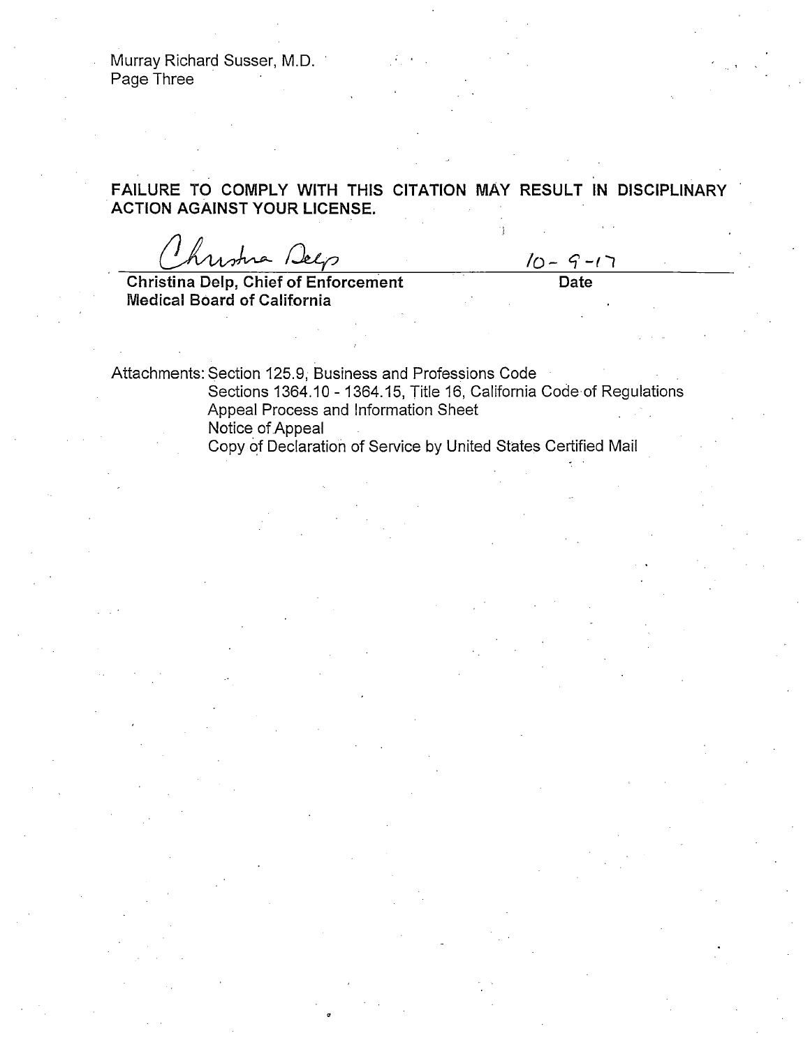**FAILURE TO COMPLY WITH THIS CITATION MAY RESULT IN DISCIPLINARY ACTION AGAINST YOUR LICENSE.**

Christina Delp

**Christina Delp, Chief of Enforcement**
**Medical Board of California**

10-9-17
**Date**

Attachments: Section 125.9, Business and Professions Code
Sections 1364.10 - 1364.15, Title 16, California Code of Regulations
Appeal Process and Information Sheet
Notice of Appeal
Copy of Declaration of Service by United States Certified Mail